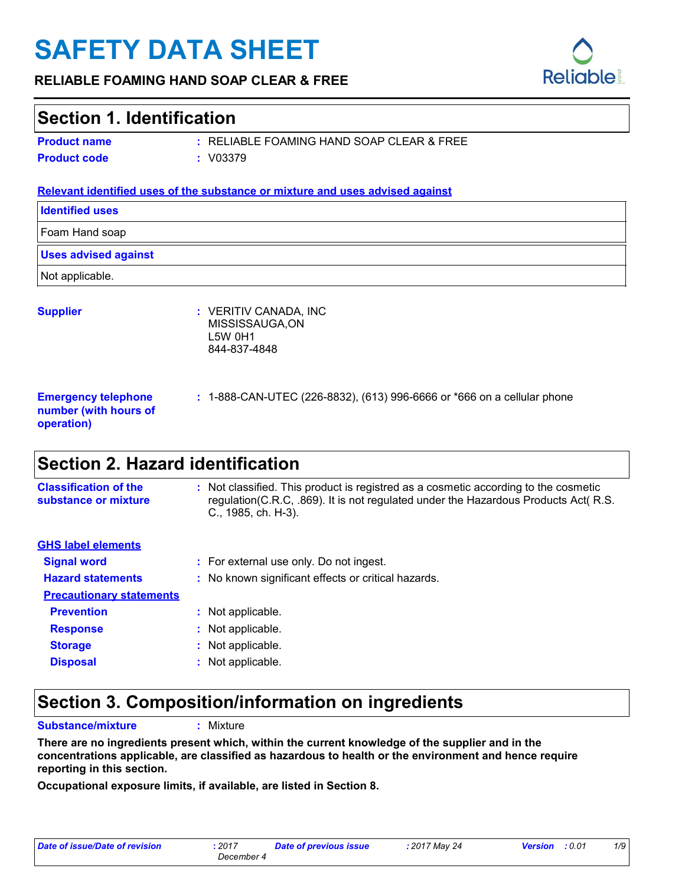# SAFETY DATA SHEET

**RELIABLE FOAMING HAND SOAP CLEAR & FREE**

## Section 1. Identification

**Product name** : RELIABLE FOAMING HAND SOAP CLEAR & FREE

**Product code** : V03379

**Relevant identified uses of the substance or mixture and uses advised against**

| Identified uses |
|---|
| Foam Hand soap |
| **Uses advised against** |
| Not applicable. |

**Supplier** : VERITIV CANADA, INC
MISSISSAUGA,ON
L5W 0H1
844-837-4848

**Emergency telephone number (with hours of operation)** : 1-888-CAN-UTEC (226-8832), (613) 996-6666 or *666 on a cellular phone

## Section 2. Hazard identification

**Classification of the substance or mixture** : Not classified. This product is registred as a cosmetic according to the cosmetic regulation(C.R.C, .869). It is not regulated under the Hazardous Products Act( R.S. C., 1985, ch. H-3).

**GHS label elements**

**Signal word** : For external use only. Do not ingest.

**Hazard statements** : No known significant effects or critical hazards.

**Precautionary statements**

**Prevention** : Not applicable.

**Response** : Not applicable.

**Storage** : Not applicable.

**Disposal** : Not applicable.

## Section 3. Composition/information on ingredients

**Substance/mixture** : Mixture

**There are no ingredients present which, within the current knowledge of the supplier and in the concentrations applicable, are classified as hazardous to health or the environment and hence require reporting in this section.**

**Occupational exposure limits, if available, are listed in Section 8.**

| *Date of issue/Date of revision* | *: 2017 December 4* | *Date of previous issue* | *: 2017 May 24* | *Version* | *: 0.01* |
|---|---|---|---|---|---|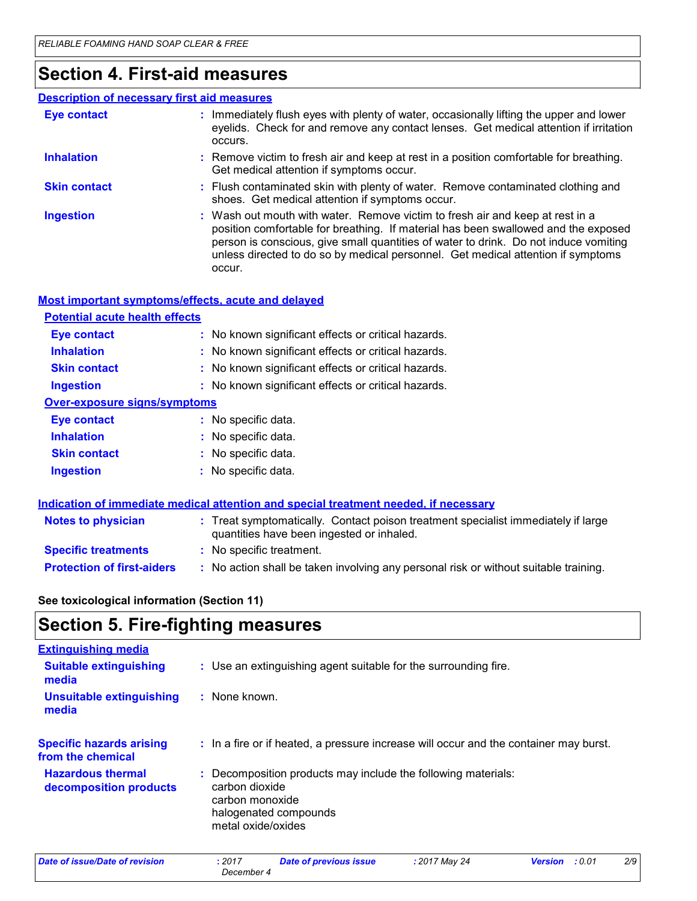## Section 4. First-aid measures

### Description of necessary first aid measures

**Eye contact** : Immediately flush eyes with plenty of water, occasionally lifting the upper and lower eyelids. Check for and remove any contact lenses. Get medical attention if irritation occurs.

**Inhalation** : Remove victim to fresh air and keep at rest in a position comfortable for breathing. Get medical attention if symptoms occur.

**Skin contact** : Flush contaminated skin with plenty of water. Remove contaminated clothing and shoes. Get medical attention if symptoms occur.

**Ingestion** : Wash out mouth with water. Remove victim to fresh air and keep at rest in a position comfortable for breathing. If material has been swallowed and the exposed person is conscious, give small quantities of water to drink. Do not induce vomiting unless directed to do so by medical personnel. Get medical attention if symptoms occur.

### Most important symptoms/effects, acute and delayed

#### Potential acute health effects

**Eye contact** : No known significant effects or critical hazards.

**Inhalation** : No known significant effects or critical hazards.

**Skin contact** : No known significant effects or critical hazards.

**Ingestion** : No known significant effects or critical hazards.

#### Over-exposure signs/symptoms

**Eye contact** : No specific data.

**Inhalation** : No specific data.

**Skin contact** : No specific data.

**Ingestion** : No specific data.

### Indication of immediate medical attention and special treatment needed, if necessary

**Notes to physician** : Treat symptomatically. Contact poison treatment specialist immediately if large quantities have been ingested or inhaled.

**Specific treatments** : No specific treatment.

**Protection of first-aiders** : No action shall be taken involving any personal risk or without suitable training.

**See toxicological information (Section 11)**

## Section 5. Fire-fighting measures

### Extinguishing media

**Suitable extinguishing media** : Use an extinguishing agent suitable for the surrounding fire.

**Unsuitable extinguishing media** : None known.

**Specific hazards arising from the chemical** : In a fire or if heated, a pressure increase will occur and the container may burst.

**Hazardous thermal decomposition products** : Decomposition products may include the following materials:
carbon dioxide
carbon monoxide
halogenated compounds
metal oxide/oxides

| Date of issue/Date of revision | : 2017 December 4 | Date of previous issue | : 2017 May 24 | Version | : 0.01 |
|---|---|---|---|---|---|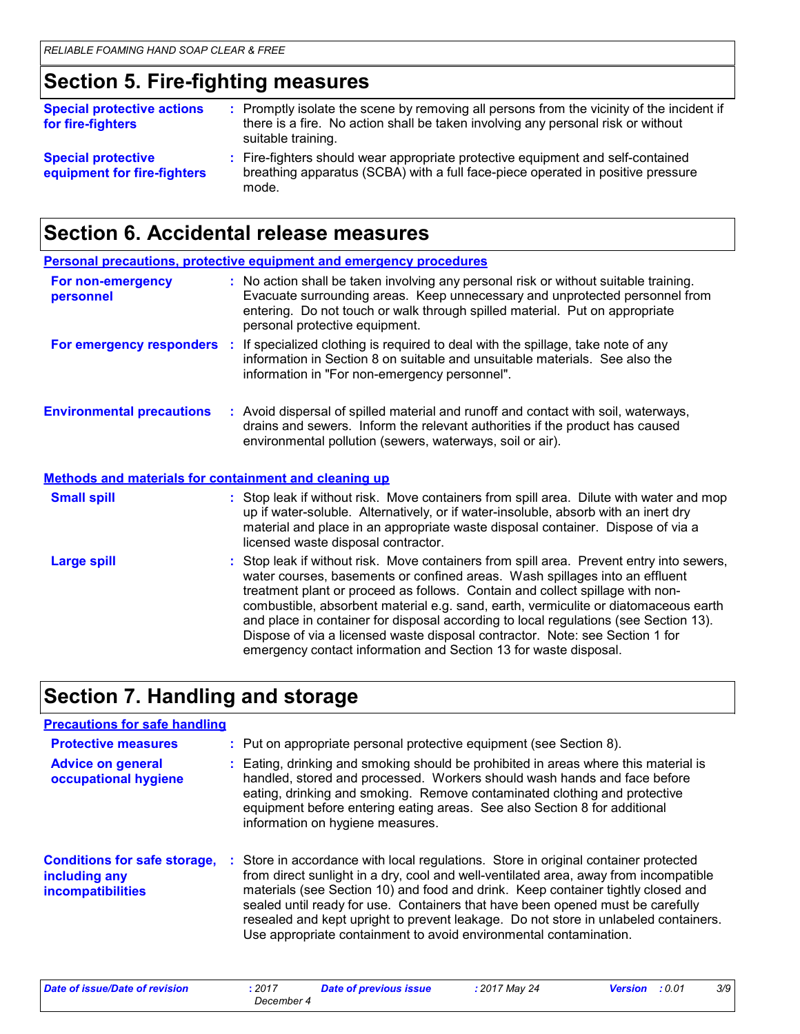## Section 5. Fire-fighting measures

**Special protective actions for fire-fighters** : Promptly isolate the scene by removing all persons from the vicinity of the incident if there is a fire. No action shall be taken involving any personal risk or without suitable training.

**Special protective equipment for fire-fighters** : Fire-fighters should wear appropriate protective equipment and self-contained breathing apparatus (SCBA) with a full face-piece operated in positive pressure mode.

## Section 6. Accidental release measures

### Personal precautions, protective equipment and emergency procedures

**For non-emergency personnel** : No action shall be taken involving any personal risk or without suitable training. Evacuate surrounding areas. Keep unnecessary and unprotected personnel from entering. Do not touch or walk through spilled material. Put on appropriate personal protective equipment.

**For emergency responders** : If specialized clothing is required to deal with the spillage, take note of any information in Section 8 on suitable and unsuitable materials. See also the information in "For non-emergency personnel".

**Environmental precautions** : Avoid dispersal of spilled material and runoff and contact with soil, waterways, drains and sewers. Inform the relevant authorities if the product has caused environmental pollution (sewers, waterways, soil or air).

### Methods and materials for containment and cleaning up

**Small spill** : Stop leak if without risk. Move containers from spill area. Dilute with water and mop up if water-soluble. Alternatively, or if water-insoluble, absorb with an inert dry material and place in an appropriate waste disposal container. Dispose of via a licensed waste disposal contractor.

**Large spill** : Stop leak if without risk. Move containers from spill area. Prevent entry into sewers, water courses, basements or confined areas. Wash spillages into an effluent treatment plant or proceed as follows. Contain and collect spillage with non-combustible, absorbent material e.g. sand, earth, vermiculite or diatomaceous earth and place in container for disposal according to local regulations (see Section 13). Dispose of via a licensed waste disposal contractor. Note: see Section 1 for emergency contact information and Section 13 for waste disposal.

## Section 7. Handling and storage

### Precautions for safe handling

**Protective measures** : Put on appropriate personal protective equipment (see Section 8).

**Advice on general occupational hygiene** : Eating, drinking and smoking should be prohibited in areas where this material is handled, stored and processed. Workers should wash hands and face before eating, drinking and smoking. Remove contaminated clothing and protective equipment before entering eating areas. See also Section 8 for additional information on hygiene measures.

**Conditions for safe storage, including any incompatibilities** : Store in accordance with local regulations. Store in original container protected from direct sunlight in a dry, cool and well-ventilated area, away from incompatible materials (see Section 10) and food and drink. Keep container tightly closed and sealed until ready for use. Containers that have been opened must be carefully resealed and kept upright to prevent leakage. Do not store in unlabeled containers. Use appropriate containment to avoid environmental contamination.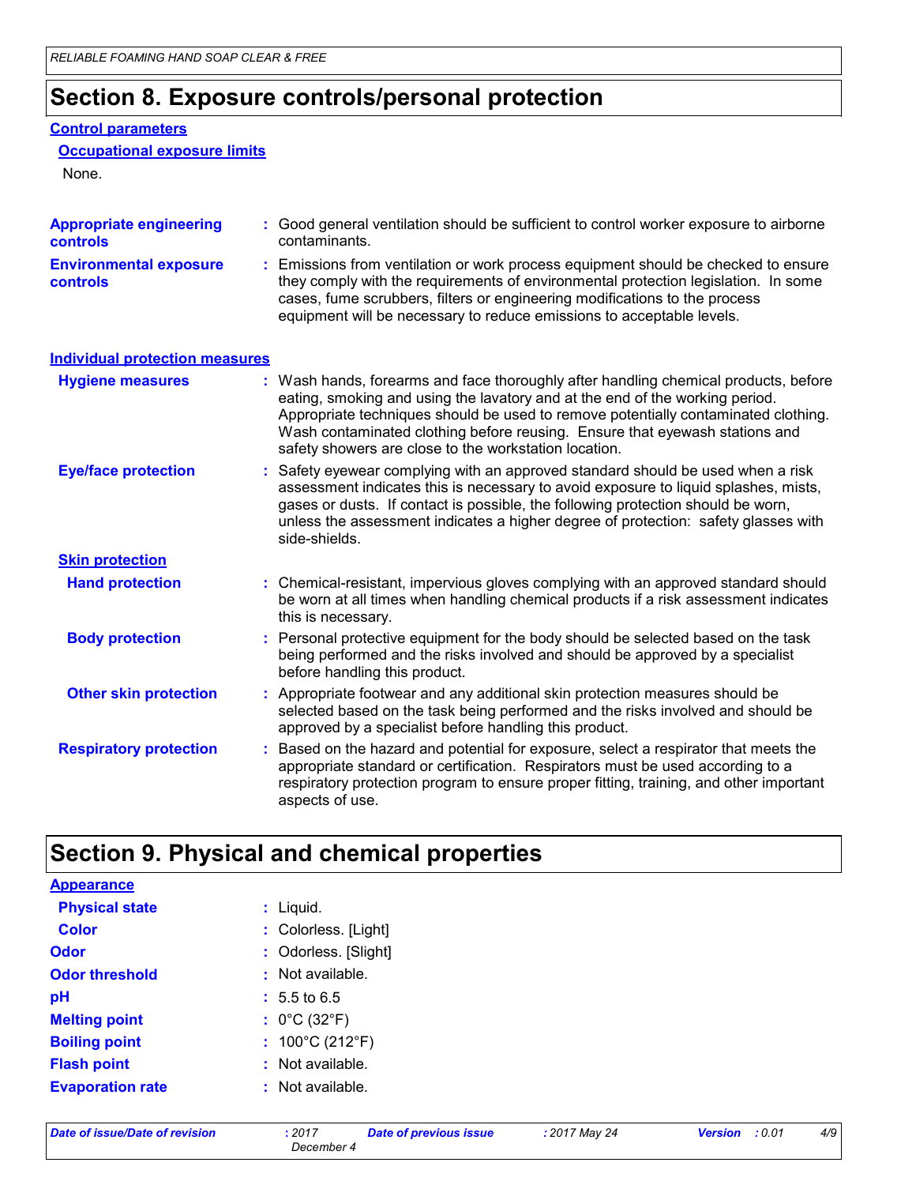## Section 8. Exposure controls/personal protection

### Control parameters

#### Occupational exposure limits

None.

**Appropriate engineering controls** : Good general ventilation should be sufficient to control worker exposure to airborne contaminants.

**Environmental exposure controls** : Emissions from ventilation or work process equipment should be checked to ensure they comply with the requirements of environmental protection legislation. In some cases, fume scrubbers, filters or engineering modifications to the process equipment will be necessary to reduce emissions to acceptable levels.

### Individual protection measures

**Hygiene measures** : Wash hands, forearms and face thoroughly after handling chemical products, before eating, smoking and using the lavatory and at the end of the working period. Appropriate techniques should be used to remove potentially contaminated clothing. Wash contaminated clothing before reusing. Ensure that eyewash stations and safety showers are close to the workstation location.

**Eye/face protection** : Safety eyewear complying with an approved standard should be used when a risk assessment indicates this is necessary to avoid exposure to liquid splashes, mists, gases or dusts. If contact is possible, the following protection should be worn, unless the assessment indicates a higher degree of protection: safety glasses with side-shields.

#### Skin protection

**Hand protection** : Chemical-resistant, impervious gloves complying with an approved standard should be worn at all times when handling chemical products if a risk assessment indicates this is necessary.

**Body protection** : Personal protective equipment for the body should be selected based on the task being performed and the risks involved and should be approved by a specialist before handling this product.

**Other skin protection** : Appropriate footwear and any additional skin protection measures should be selected based on the task being performed and the risks involved and should be approved by a specialist before handling this product.

**Respiratory protection** : Based on the hazard and potential for exposure, select a respirator that meets the appropriate standard or certification. Respirators must be used according to a respiratory protection program to ensure proper fitting, training, and other important aspects of use.

## Section 9. Physical and chemical properties

### Appearance

**Physical state** : Liquid.

**Color** : Colorless. [Light]

**Odor** : Odorless. [Slight]

**Odor threshold** : Not available.

**pH** : 5.5 to 6.5

**Melting point** : 0°C (32°F)

**Boiling point** : 100°C (212°F)

**Flash point** : Not available.

**Evaporation rate** : Not available.

*Date of issue/Date of revision* : 2017 December 4 &nbsp;&nbsp; *Date of previous issue* : 2017 May 24 &nbsp;&nbsp; *Version* : 0.01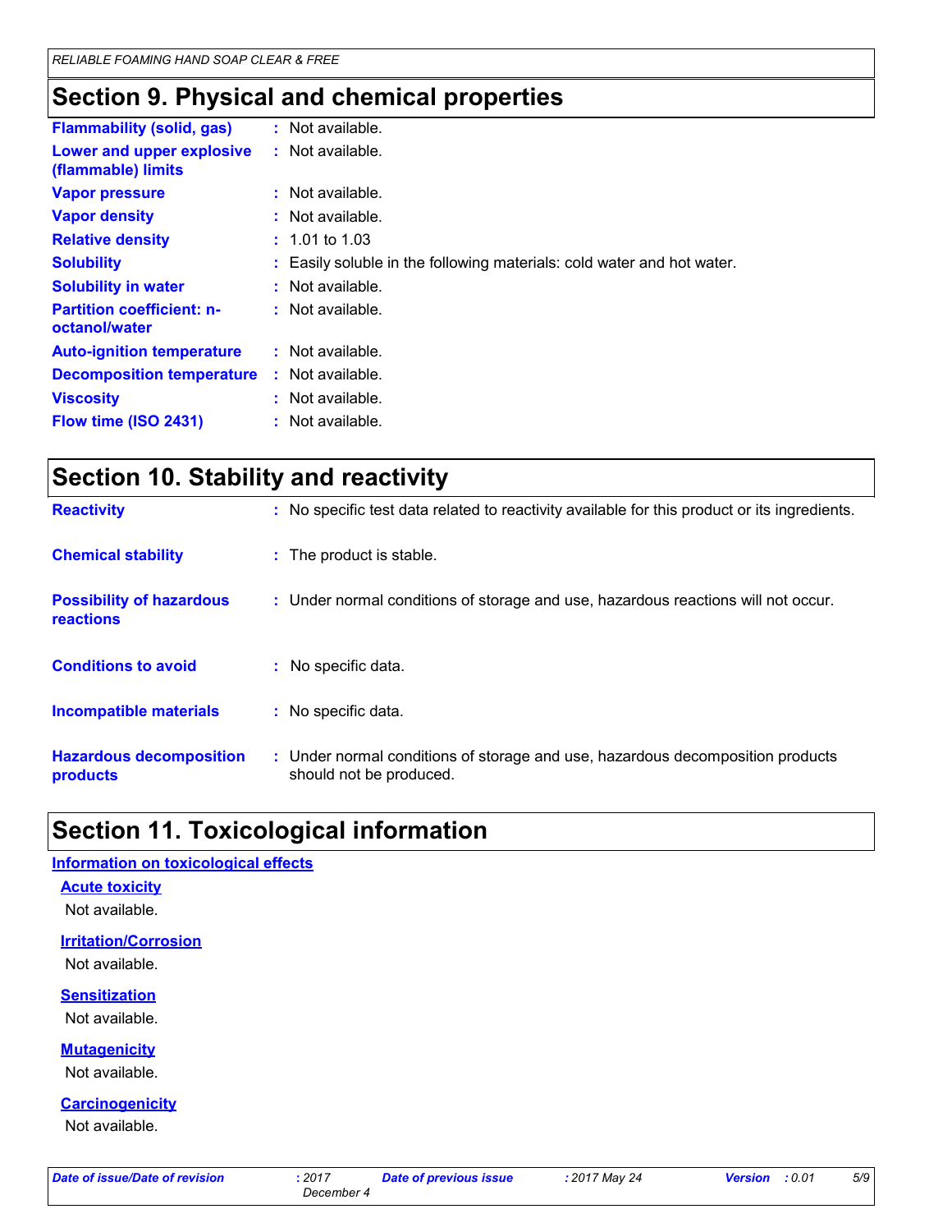# Section 9. Physical and chemical properties

| | |
|---|---|
| **Flammability (solid, gas)** | : Not available. |
| **Lower and upper explosive (flammable) limits** | : Not available. |
| **Vapor pressure** | : Not available. |
| **Vapor density** | : Not available. |
| **Relative density** | : 1.01 to 1.03 |
| **Solubility** | : Easily soluble in the following materials: cold water and hot water. |
| **Solubility in water** | : Not available. |
| **Partition coefficient: n-octanol/water** | : Not available. |
| **Auto-ignition temperature** | : Not available. |
| **Decomposition temperature** | : Not available. |
| **Viscosity** | : Not available. |
| **Flow time (ISO 2431)** | : Not available. |

# Section 10. Stability and reactivity

| | |
|---|---|
| **Reactivity** | : No specific test data related to reactivity available for this product or its ingredients. |
| **Chemical stability** | : The product is stable. |
| **Possibility of hazardous reactions** | : Under normal conditions of storage and use, hazardous reactions will not occur. |
| **Conditions to avoid** | : No specific data. |
| **Incompatible materials** | : No specific data. |
| **Hazardous decomposition products** | : Under normal conditions of storage and use, hazardous decomposition products should not be produced. |

# Section 11. Toxicological information

## Information on toxicological effects

### Acute toxicity

Not available.

### Irritation/Corrosion

Not available.

### Sensitization

Not available.

### Mutagenicity

Not available.

### Carcinogenicity

Not available.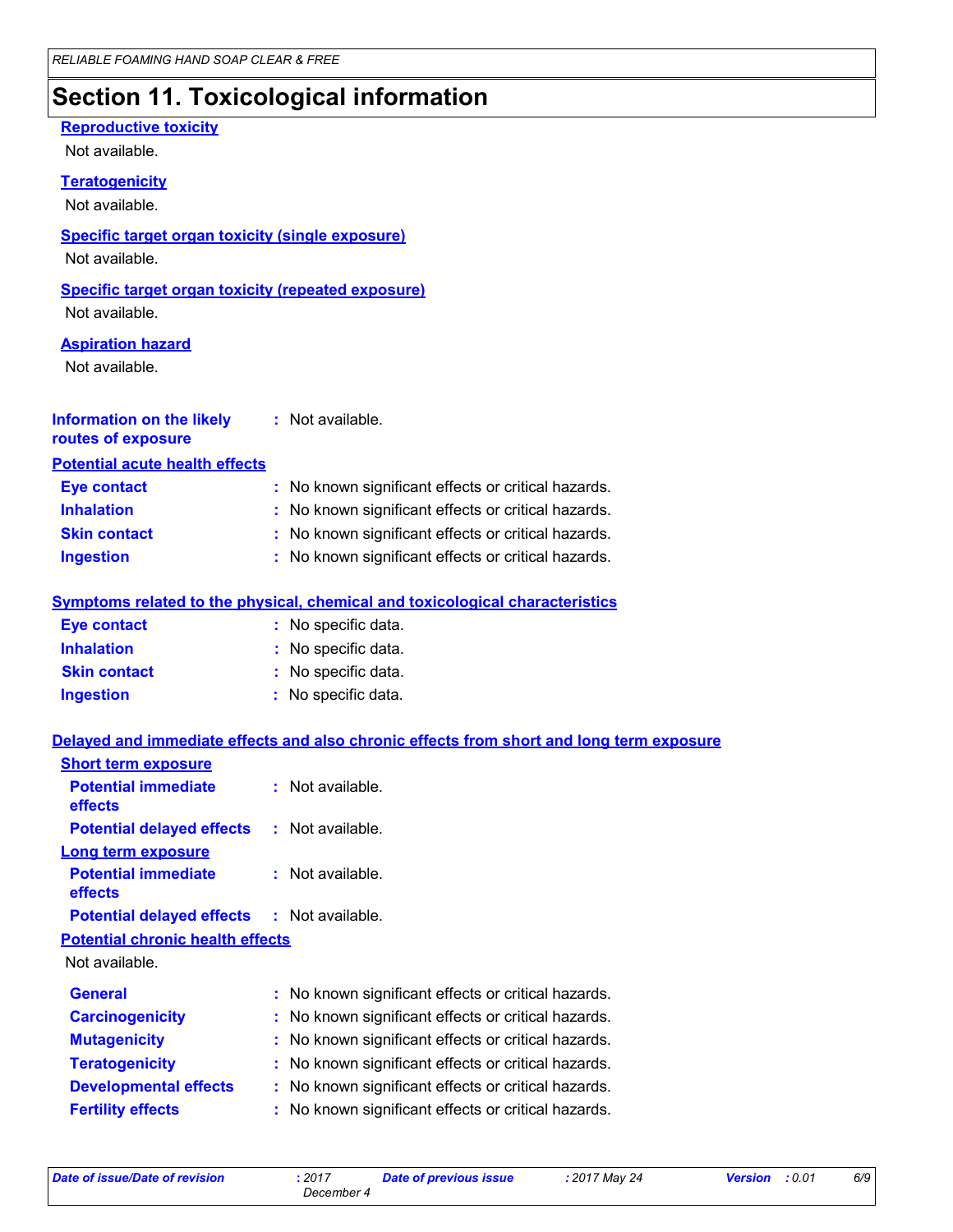## Section 11. Toxicological information

### Reproductive toxicity

Not available.

### Teratogenicity

Not available.

### Specific target organ toxicity (single exposure)

Not available.

### Specific target organ toxicity (repeated exposure)

Not available.

### Aspiration hazard

Not available.

**Information on the likely routes of exposure** : Not available.

### Potential acute health effects

| | |
|---|---|
| **Eye contact** | : No known significant effects or critical hazards. |
| **Inhalation** | : No known significant effects or critical hazards. |
| **Skin contact** | : No known significant effects or critical hazards. |
| **Ingestion** | : No known significant effects or critical hazards. |

### Symptoms related to the physical, chemical and toxicological characteristics

| | |
|---|---|
| **Eye contact** | : No specific data. |
| **Inhalation** | : No specific data. |
| **Skin contact** | : No specific data. |
| **Ingestion** | : No specific data. |

### Delayed and immediate effects and also chronic effects from short and long term exposure

**Short term exposure**

| | |
|---|---|
| **Potential immediate effects** | : Not available. |
| **Potential delayed effects** | : Not available. |

**Long term exposure**

| | |
|---|---|
| **Potential immediate effects** | : Not available. |
| **Potential delayed effects** | : Not available. |

**Potential chronic health effects**

Not available.

| | |
|---|---|
| **General** | : No known significant effects or critical hazards. |
| **Carcinogenicity** | : No known significant effects or critical hazards. |
| **Mutagenicity** | : No known significant effects or critical hazards. |
| **Teratogenicity** | : No known significant effects or critical hazards. |
| **Developmental effects** | : No known significant effects or critical hazards. |
| **Fertility effects** | : No known significant effects or critical hazards. |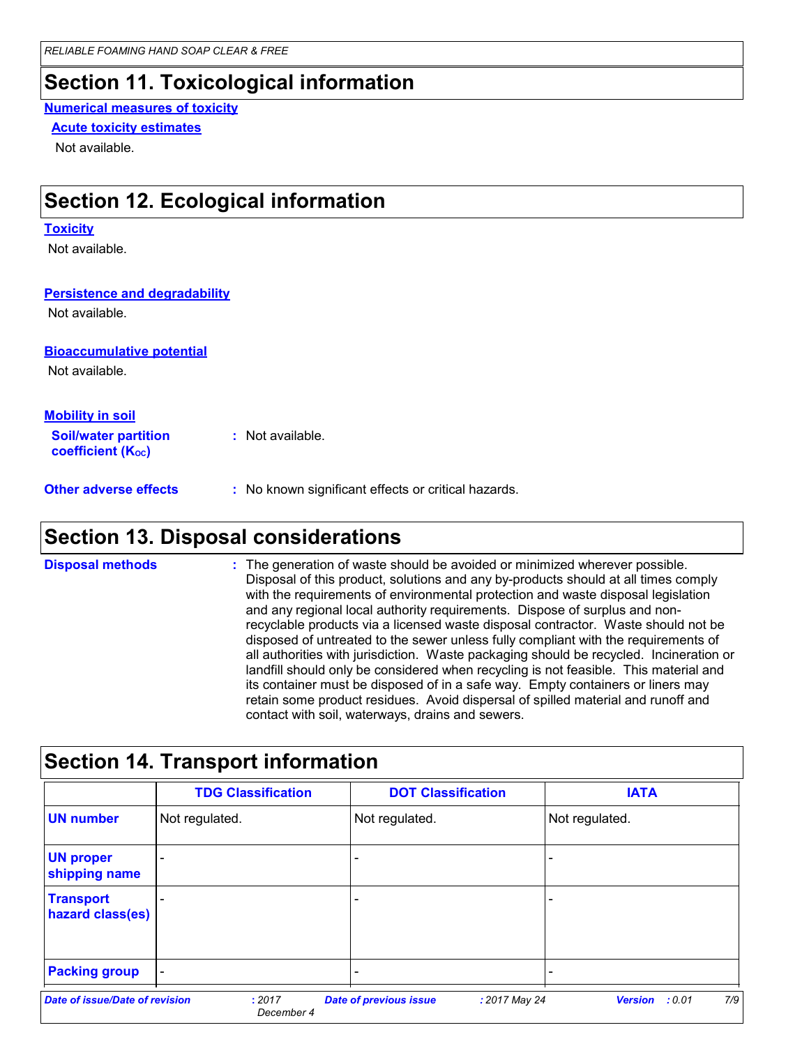## Section 11. Toxicological information

**Numerical measures of toxicity**

**Acute toxicity estimates**

Not available.

## Section 12. Ecological information

**Toxicity**

Not available.

**Persistence and degradability**

Not available.

**Bioaccumulative potential**

Not available.

**Mobility in soil**

**Soil/water partition coefficient ($K_{OC}$)** : Not available.

**Other adverse effects** : No known significant effects or critical hazards.

## Section 13. Disposal considerations

**Disposal methods** : The generation of waste should be avoided or minimized wherever possible. Disposal of this product, solutions and any by-products should at all times comply with the requirements of environmental protection and waste disposal legislation and any regional local authority requirements. Dispose of surplus and non-recyclable products via a licensed waste disposal contractor. Waste should not be disposed of untreated to the sewer unless fully compliant with the requirements of all authorities with jurisdiction. Waste packaging should be recycled. Incineration or landfill should only be considered when recycling is not feasible. This material and its container must be disposed of in a safe way. Empty containers or liners may retain some product residues. Avoid dispersal of spilled material and runoff and contact with soil, waterways, drains and sewers.

## Section 14. Transport information

| | TDG Classification | DOT Classification | IATA |
|---|---|---|---|
| **UN number** | Not regulated. | Not regulated. | Not regulated. |
| **UN proper shipping name** | - | - | - |
| **Transport hazard class(es)** | - | - | - |
| **Packing group** | - | - | - |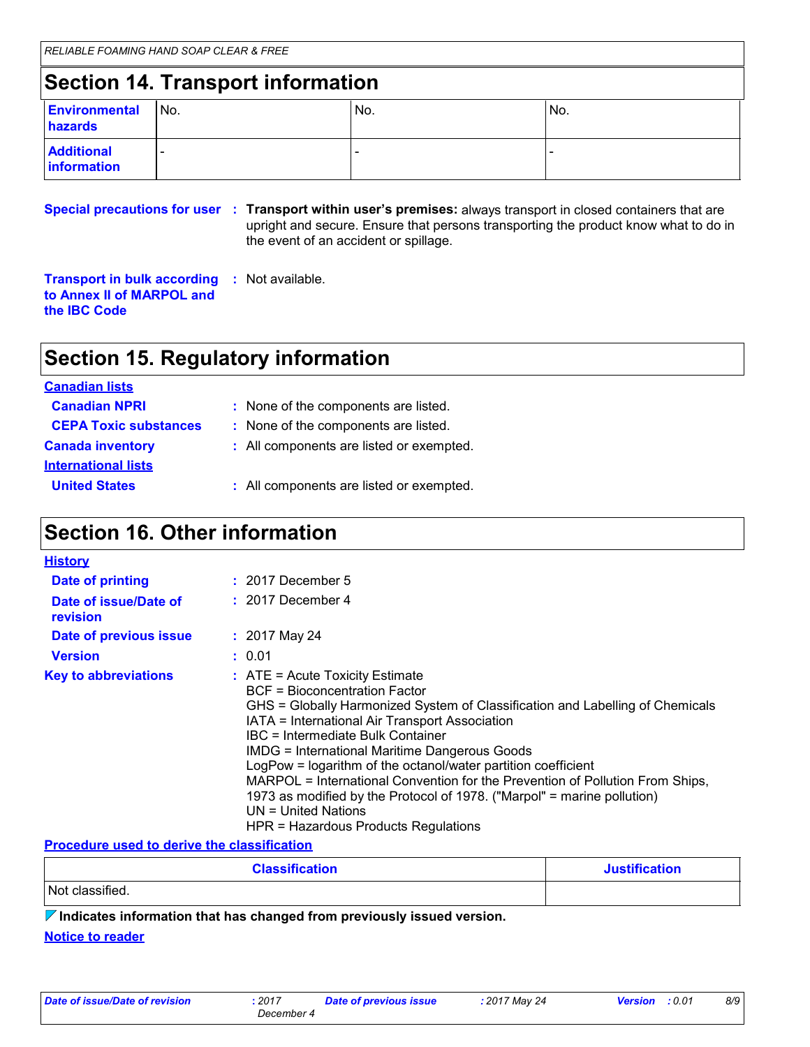## Section 14. Transport information

| | | | |
|---|---|---|---|
| **Environmental hazards** | No. | No. | No. |
| **Additional information** | - | - | - |

**Special precautions for user** : **Transport within user's premises:** always transport in closed containers that are upright and secure. Ensure that persons transporting the product know what to do in the event of an accident or spillage.

**Transport in bulk according to Annex II of MARPOL and the IBC Code** : Not available.

## Section 15. Regulatory information

**Canadian lists**

**Canadian NPRI** : None of the components are listed.

**CEPA Toxic substances** : None of the components are listed.

**Canada inventory** : All components are listed or exempted.

**International lists**

**United States** : All components are listed or exempted.

## Section 16. Other information

**History**

**Date of printing** : 2017 December 5

**Date of issue/Date of revision** : 2017 December 4

**Date of previous issue** : 2017 May 24

**Version** : 0.01

**Key to abbreviations** : ATE = Acute Toxicity Estimate
BCF = Bioconcentration Factor
GHS = Globally Harmonized System of Classification and Labelling of Chemicals
IATA = International Air Transport Association
IBC = Intermediate Bulk Container
IMDG = International Maritime Dangerous Goods
LogPow = logarithm of the octanol/water partition coefficient
MARPOL = International Convention for the Prevention of Pollution From Ships, 1973 as modified by the Protocol of 1978. ("Marpol" = marine pollution)
UN = United Nations
HPR = Hazardous Products Regulations

**Procedure used to derive the classification**

| Classification | Justification |
|---|---|
| Not classified. | |

**Indicates information that has changed from previously issued version.**

**Notice to reader**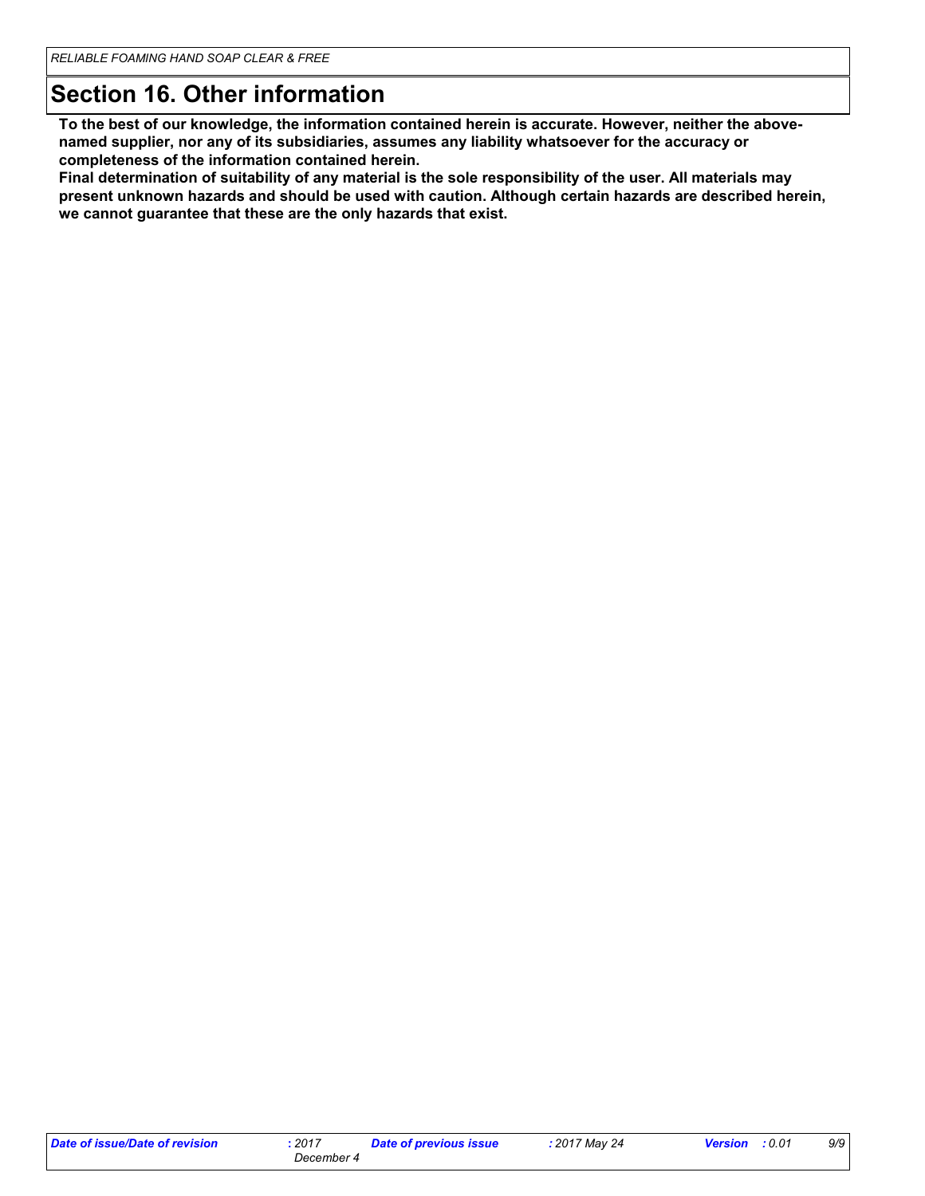## Section 16. Other information

**To the best of our knowledge, the information contained herein is accurate. However, neither the above-named supplier, nor any of its subsidiaries, assumes any liability whatsoever for the accuracy or completeness of the information contained herein.**
**Final determination of suitability of any material is the sole responsibility of the user. All materials may present unknown hazards and should be used with caution. Although certain hazards are described herein, we cannot guarantee that these are the only hazards that exist.**